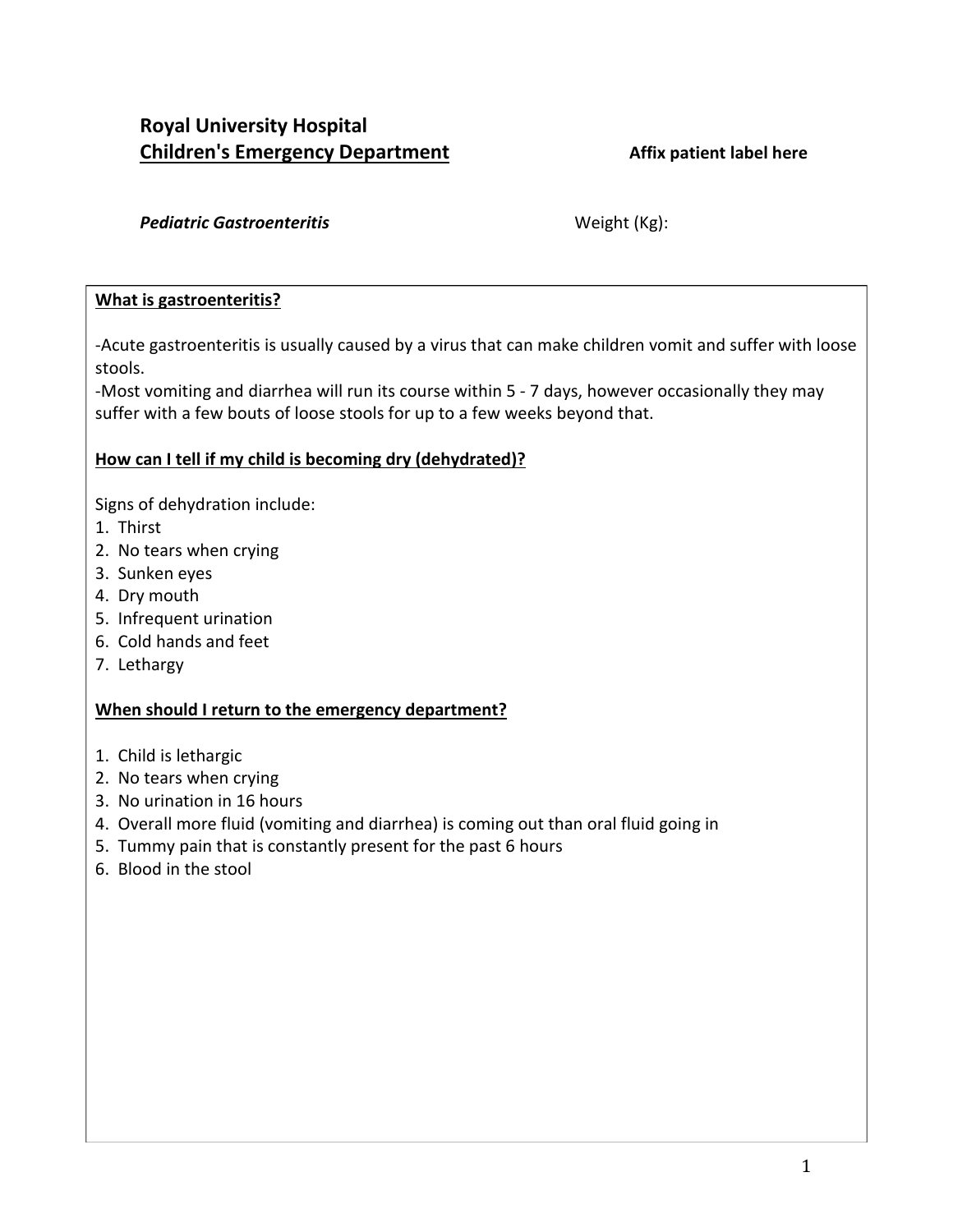**Royal University Hospital**
**<u>Children's Emergency Department</u>**

**Affix patient label here**

***Pediatric Gastroenteritis***

Weight (Kg):

**<u>What is gastroenteritis?</u>**

-Acute gastroenteritis is usually caused by a virus that can make children vomit and suffer with loose stools.
-Most vomiting and diarrhea will run its course within 5 - 7 days, however occasionally they may suffer with a few bouts of loose stools for up to a few weeks beyond that.

**<u>How can I tell if my child is becoming dry (dehydrated)?</u>**

Signs of dehydration include:

1. Thirst
2. No tears when crying
3. Sunken eyes
4. Dry mouth
5. Infrequent urination
6. Cold hands and feet
7. Lethargy

**<u>When should I return to the emergency department?</u>**

1. Child is lethargic
2. No tears when crying
3. No urination in 16 hours
4. Overall more fluid (vomiting and diarrhea) is coming out than oral fluid going in
5. Tummy pain that is constantly present for the past 6 hours
6. Blood in the stool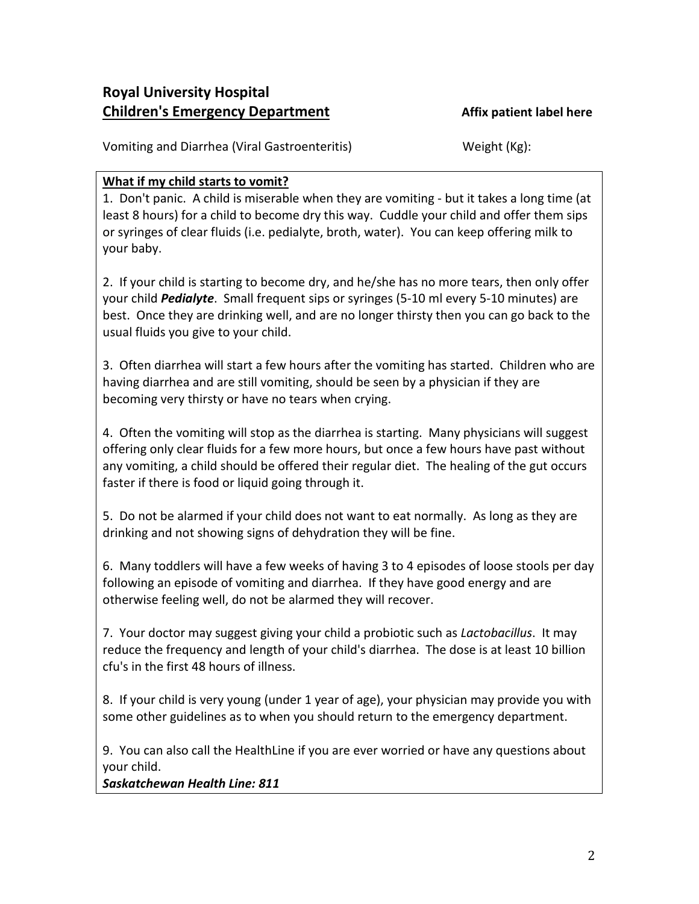**Royal University Hospital**
**<u>Children's Emergency Department</u>** **Affix patient label here**

Vomiting and Diarrhea (Viral Gastroenteritis) Weight (Kg):

**<u>What if my child starts to vomit?</u>**

1. Don't panic. A child is miserable when they are vomiting - but it takes a long time (at least 8 hours) for a child to become dry this way. Cuddle your child and offer them sips or syringes of clear fluids (i.e. pedialyte, broth, water). You can keep offering milk to your baby.

2. If your child is starting to become dry, and he/she has no more tears, then only offer your child ***Pedialyte***. Small frequent sips or syringes (5-10 ml every 5-10 minutes) are best. Once they are drinking well, and are no longer thirsty then you can go back to the usual fluids you give to your child.

3. Often diarrhea will start a few hours after the vomiting has started. Children who are having diarrhea and are still vomiting, should be seen by a physician if they are becoming very thirsty or have no tears when crying.

4. Often the vomiting will stop as the diarrhea is starting. Many physicians will suggest offering only clear fluids for a few more hours, but once a few hours have past without any vomiting, a child should be offered their regular diet. The healing of the gut occurs faster if there is food or liquid going through it.

5. Do not be alarmed if your child does not want to eat normally. As long as they are drinking and not showing signs of dehydration they will be fine.

6. Many toddlers will have a few weeks of having 3 to 4 episodes of loose stools per day following an episode of vomiting and diarrhea. If they have good energy and are otherwise feeling well, do not be alarmed they will recover.

7. Your doctor may suggest giving your child a probiotic such as *Lactobacillus*. It may reduce the frequency and length of your child's diarrhea. The dose is at least 10 billion cfu's in the first 48 hours of illness.

8. If your child is very young (under 1 year of age), your physician may provide you with some other guidelines as to when you should return to the emergency department.

9. You can also call the HealthLine if you are ever worried or have any questions about your child.

***Saskatchewan Health Line: 811***